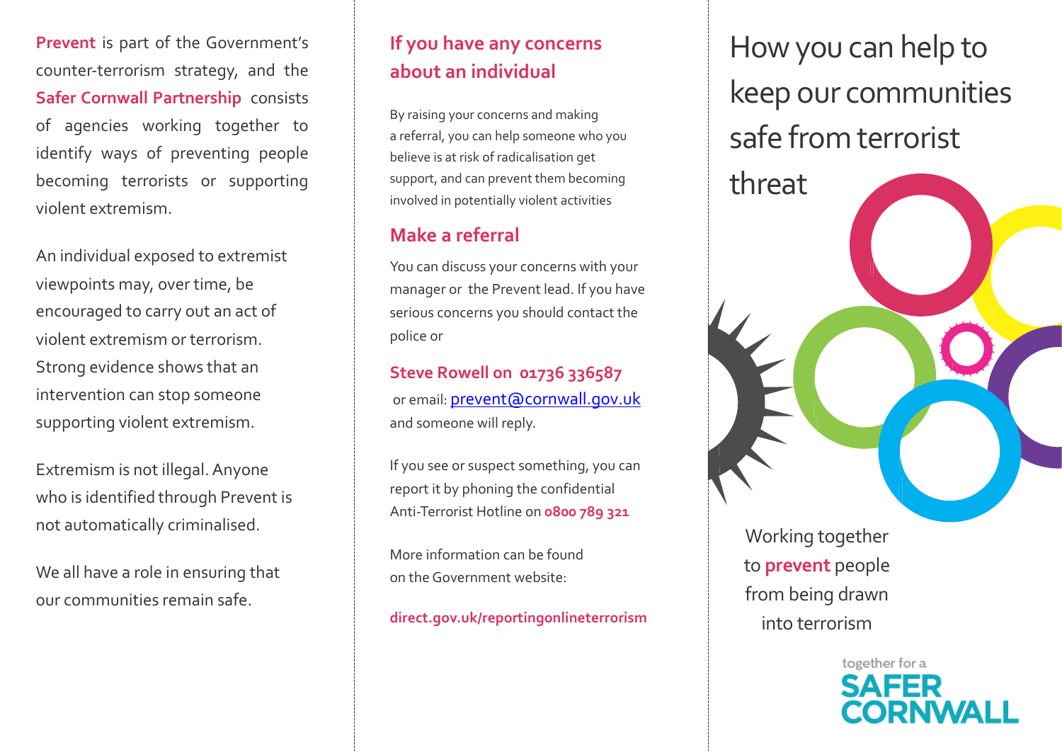**Prevent** is part of the Government's counter-terrorism strategy, and the **Safer Cornwall Partnership** consists of agencies working together to identify ways of preventing people becoming terrorists or supporting violent extremism.

An individual exposed to extremist viewpoints may, over time, be encouraged to carry out an act of violent extremism or terrorism. Strong evidence shows that an intervention can stop someone supporting violent extremism.

Extremism is not illegal. Anyone who is identified through Prevent is not automatically criminalised.

We all have a role in ensuring that our communities remain safe.

## If you have any concerns about an individual

By raising your concerns and making a referral, you can help someone who you believe is at risk of radicalisation get support, and can prevent them becoming involved in potentially violent activities

## Make a referral

You can discuss your concerns with your manager or the Prevent lead. If you have serious concerns you should contact the police or

**Steve Rowell on 01736 336587**

or email: prevent@cornwall.gov.uk and someone will reply.

If you see or suspect something, you can report it by phoning the confidential Anti-Terrorist Hotline on **0800 789 321**

More information can be found on the Government website:

**direct.gov.uk/reportingonlineterrorism**

# How you can help to keep our communities safe from terrorist threat

Working together to **prevent** people from being drawn into terrorism

together for a SAFER CORNWALL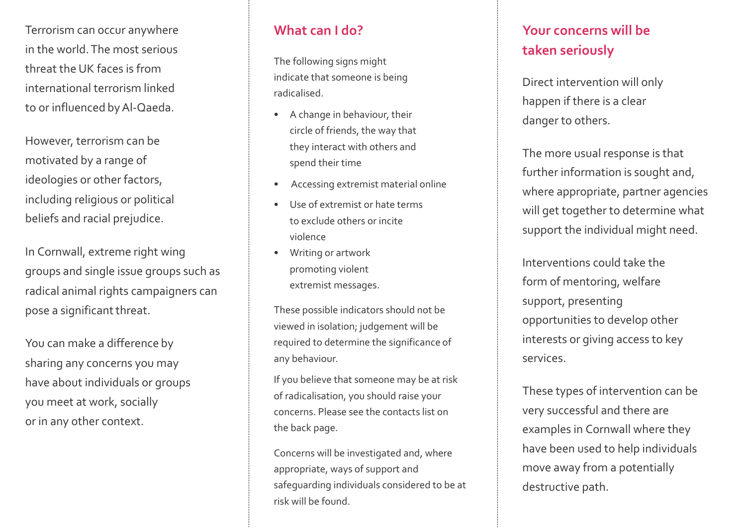Terrorism can occur anywhere in the world. The most serious threat the UK faces is from international terrorism linked to or influenced by Al-Qaeda.

However, terrorism can be motivated by a range of ideologies or other factors, including religious or political beliefs and racial prejudice.

In Cornwall, extreme right wing groups and single issue groups such as radical animal rights campaigners can pose a significant threat.

You can make a difference by sharing any concerns you may have about individuals or groups you meet at work, socially or in any other context.

## What can I do?

The following signs might indicate that someone is being radicalised.

- A change in behaviour, their circle of friends, the way that they interact with others and spend their time
- Accessing extremist material online
- Use of extremist or hate terms to exclude others or incite violence
- Writing or artwork promoting violent extremist messages.

These possible indicators should not be viewed in isolation; judgement will be required to determine the significance of any behaviour.

If you believe that someone may be at risk of radicalisation, you should raise your concerns. Please see the contacts list on the back page.

Concerns will be investigated and, where appropriate, ways of support and safeguarding individuals considered to be at risk will be found.

## Your concerns will be taken seriously

Direct intervention will only happen if there is a clear danger to others.

The more usual response is that further information is sought and, where appropriate, partner agencies will get together to determine what support the individual might need.

Interventions could take the form of mentoring, welfare support, presenting opportunities to develop other interests or giving access to key services.

These types of intervention can be very successful and there are examples in Cornwall where they have been used to help individuals move away from a potentially destructive path.